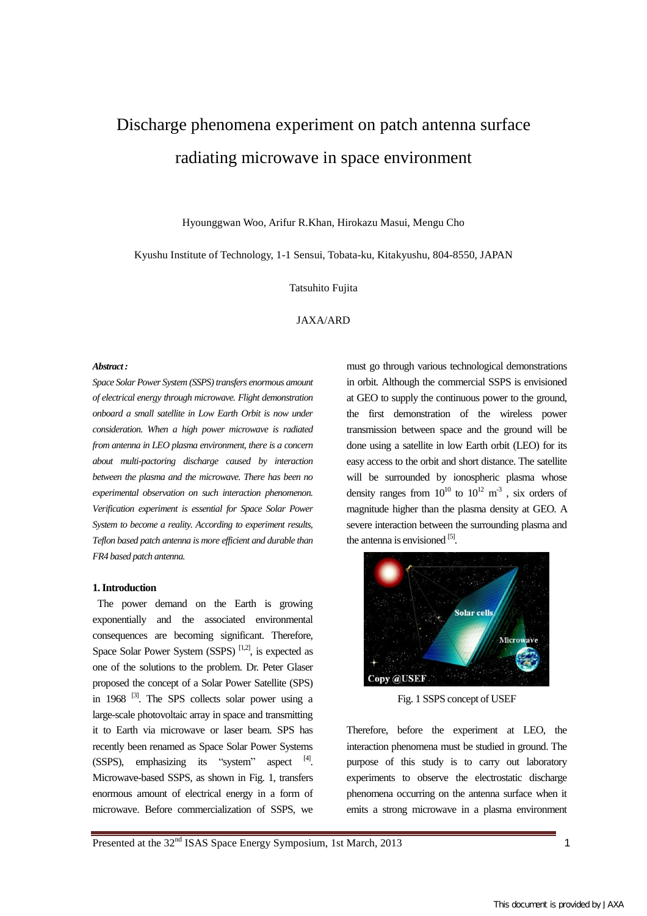# Discharge phenomena experiment on patch antenna surface radiating microwave in space environment

Hyounggwan Woo, Arifur R.Khan, Hirokazu Masui, Mengu Cho

Kyushu Institute of Technology, 1-1 Sensui, Tobata-ku, Kitakyushu, 804-8550, JAPAN

Tatsuhito Fujita

JAXA/ARD

***Abstract :***

*Space Solar Power System (SSPS) transfers enormous amount of electrical energy through microwave. Flight demonstration onboard a small satellite in Low Earth Orbit is now under consideration. When a high power microwave is radiated from antenna in LEO plasma environment, there is a concern about multi-pactoring discharge caused by interaction between the plasma and the microwave. There has been no experimental observation on such interaction phenomenon. Verification experiment is essential for Space Solar Power System to become a reality. According to experiment results, Teflon based patch antenna is more efficient and durable than FR4 based patch antenna.*

## 1. Introduction

The power demand on the Earth is growing exponentially and the associated environmental consequences are becoming significant. Therefore, Space Solar Power System (SSPS) [1,2], is expected as one of the solutions to the problem. Dr. Peter Glaser proposed the concept of a Solar Power Satellite (SPS) in 1968 [3]. The SPS collects solar power using a large-scale photovoltaic array in space and transmitting it to Earth via microwave or laser beam. SPS has recently been renamed as Space Solar Power Systems (SSPS), emphasizing its "system" aspect [4]. Microwave-based SSPS, as shown in Fig. 1, transfers enormous amount of electrical energy in a form of microwave. Before commercialization of SSPS, we must go through various technological demonstrations in orbit. Although the commercial SSPS is envisioned at GEO to supply the continuous power to the ground, the first demonstration of the wireless power transmission between space and the ground will be done using a satellite in low Earth orbit (LEO) for its easy access to the orbit and short distance. The satellite will be surrounded by ionospheric plasma whose density ranges from $10^{10}$ to $10^{12}$ $m^{-3}$ , six orders of magnitude higher than the plasma density at GEO. A severe interaction between the surrounding plasma and the antenna is envisioned [5].

Fig. 1 SSPS concept of USEF

Therefore, before the experiment at LEO, the interaction phenomena must be studied in ground. The purpose of this study is to carry out laboratory experiments to observe the electrostatic discharge phenomena occurring on the antenna surface when it emits a strong microwave in a plasma environment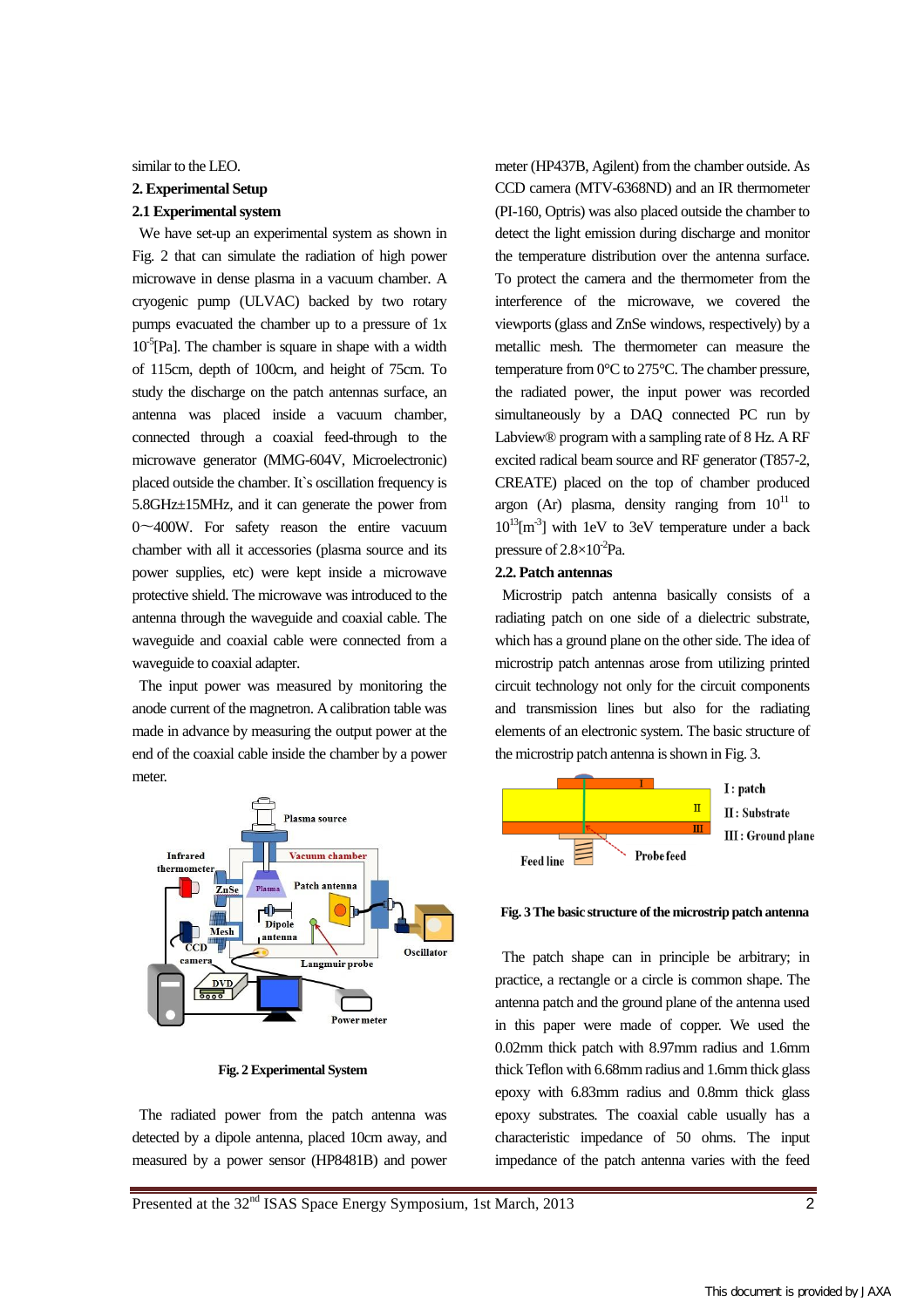similar to the LEO.

## 2. Experimental Setup

### 2.1 Experimental system

We have set-up an experimental system as shown in Fig. 2 that can simulate the radiation of high power microwave in dense plasma in a vacuum chamber. A cryogenic pump (ULVAC) backed by two rotary pumps evacuated the chamber up to a pressure of 1x $10^{-5}$[Pa]. The chamber is square in shape with a width of 115cm, depth of 100cm, and height of 75cm. To study the discharge on the patch antennas surface, an antenna was placed inside a vacuum chamber, connected through a coaxial feed-through to the microwave generator (MMG-604V, Microelectronic) placed outside the chamber. It`s oscillation frequency is 5.8GHz±15MHz, and it can generate the power from 0～400W. For safety reason the entire vacuum chamber with all it accessories (plasma source and its power supplies, etc) were kept inside a microwave protective shield. The microwave was introduced to the antenna through the waveguide and coaxial cable. The waveguide and coaxial cable were connected from a waveguide to coaxial adapter.

The input power was measured by monitoring the anode current of the magnetron. A calibration table was made in advance by measuring the output power at the end of the coaxial cable inside the chamber by a power meter.

Fig. 2 Experimental System

The radiated power from the patch antenna was detected by a dipole antenna, placed 10cm away, and measured by a power sensor (HP8481B) and power meter (HP437B, Agilent) from the chamber outside. As CCD camera (MTV-6368ND) and an IR thermometer (PI-160, Optris) was also placed outside the chamber to detect the light emission during discharge and monitor the temperature distribution over the antenna surface. To protect the camera and the thermometer from the interference of the microwave, we covered the viewports (glass and ZnSe windows, respectively) by a metallic mesh. The thermometer can measure the temperature from 0°C to 275°C. The chamber pressure, the radiated power, the input power was recorded simultaneously by a DAQ connected PC run by Labview® program with a sampling rate of 8 Hz. A RF excited radical beam source and RF generator (T857-2, CREATE) placed on the top of chamber produced argon (Ar) plasma, density ranging from $10^{11}$ to $10^{13}$[m$^{-3}$] with 1eV to 3eV temperature under a back pressure of 2.8×$10^{-2}$Pa.

### 2.2. Patch antennas

Microstrip patch antenna basically consists of a radiating patch on one side of a dielectric substrate, which has a ground plane on the other side. The idea of microstrip patch antennas arose from utilizing printed circuit technology not only for the circuit components and transmission lines but also for the radiating elements of an electronic system. The basic structure of the microstrip patch antenna is shown in Fig. 3.

Fig. 3 The basic structure of the microstrip patch antenna

The patch shape can in principle be arbitrary; in practice, a rectangle or a circle is common shape. The antenna patch and the ground plane of the antenna used in this paper were made of copper. We used the 0.02mm thick patch with 8.97mm radius and 1.6mm thick Teflon with 6.68mm radius and 1.6mm thick glass epoxy with 6.83mm radius and 0.8mm thick glass epoxy substrates. The coaxial cable usually has a characteristic impedance of 50 ohms. The input impedance of the patch antenna varies with the feed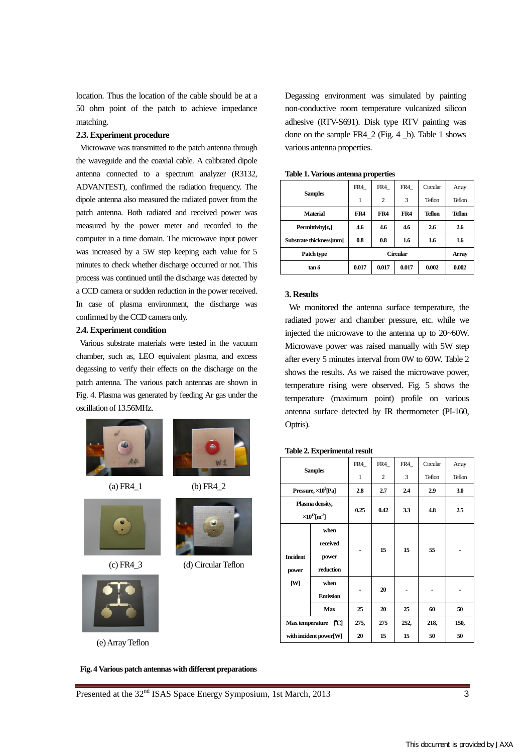location. Thus the location of the cable should be at a 50 ohm point of the patch to achieve impedance matching.

### 2.3. Experiment procedure

Microwave was transmitted to the patch antenna through the waveguide and the coaxial cable. A calibrated dipole antenna connected to a spectrum analyzer (R3132, ADVANTEST), confirmed the radiation frequency. The dipole antenna also measured the radiated power from the patch antenna. Both radiated and received power was measured by the power meter and recorded to the computer in a time domain. The microwave input power was increased by a 5W step keeping each value for 5 minutes to check whether discharge occurred or not. This process was continued until the discharge was detected by a CCD camera or sudden reduction in the power received. In case of plasma environment, the discharge was confirmed by the CCD camera only.

### 2.4. Experiment condition

Various substrate materials were tested in the vacuum chamber, such as, LEO equivalent plasma, and excess degassing to verify their effects on the discharge on the patch antenna. The various patch antennas are shown in Fig. 4. Plasma was generated by feeding Ar gas under the oscillation of 13.56MHz.

(a) FR4_1

(b) FR4_2

(c) FR4_3

(d) Circular Teflon

(e) Array Teflon

**Fig. 4 Various patch antennas with different preparations**

Degassing environment was simulated by painting non-conductive room temperature vulcanized silicon adhesive (RTV-S691). Disk type RTV painting was done on the sample FR4_2 (Fig. 4 _b). Table 1 shows various antenna properties.

**Table 1. Various antenna properties**

| Samples | FR4_1 | FR4_2 | FR4_3 | Circular Teflon | Array Teflon |
|---|---|---|---|---|---|
| **Material** | **FR4** | **FR4** | **FR4** | **Teflon** | **Teflon** |
| **Permittivity[$\varepsilon_r$]** | **4.6** | **4.6** | **4.6** | **2.6** | **2.6** |
| **Substrate thickness[mm]** | **0.8** | **0.8** | **1.6** | **1.6** | **1.6** |
| **Patch type** | **Circular** | | | | **Array** |
| **tan δ** | **0.017** | **0.017** | **0.017** | **0.002** | **0.002** |

### 3. Results

We monitored the antenna surface temperature, the radiated power and chamber pressure, etc. while we injected the microwave to the antenna up to 20~60W. Microwave power was raised manually with 5W step after every 5 minutes interval from 0W to 60W. Table 2 shows the results. As we raised the microwave power, temperature rising were observed. Fig. 5 shows the temperature (maximum point) profile on various antenna surface detected by IR thermometer (PI-160, Optris).

**Table 2. Experimental result**

| Samples | | FR4_1 | FR4_2 | FR4_3 | Circular Teflon | Array Teflon |
|---|---|---|---|---|---|---|
| **Pressure, ×10$^{2}$[Pa]** | | **2.8** | **2.7** | **2.4** | **2.9** | **3.0** |
| **Plasma density, ×10$^{12}$[m$^{-3}$]** | | **0.25** | **0.42** | **3.3** | **4.8** | **2.5** |
| **Incident power [W]** | **when received power reduction** | **-** | **15** | **15** | **55** | **-** |
| | **when Emission** | **-** | **20** | **-** | **-** | **-** |
| | **Max** | **25** | **20** | **25** | **60** | **50** |
| **Max temperature [℃] with incident power[W]** | | **275, 20** | **275 15** | **252, 15** | **218, 50** | **150, 50** |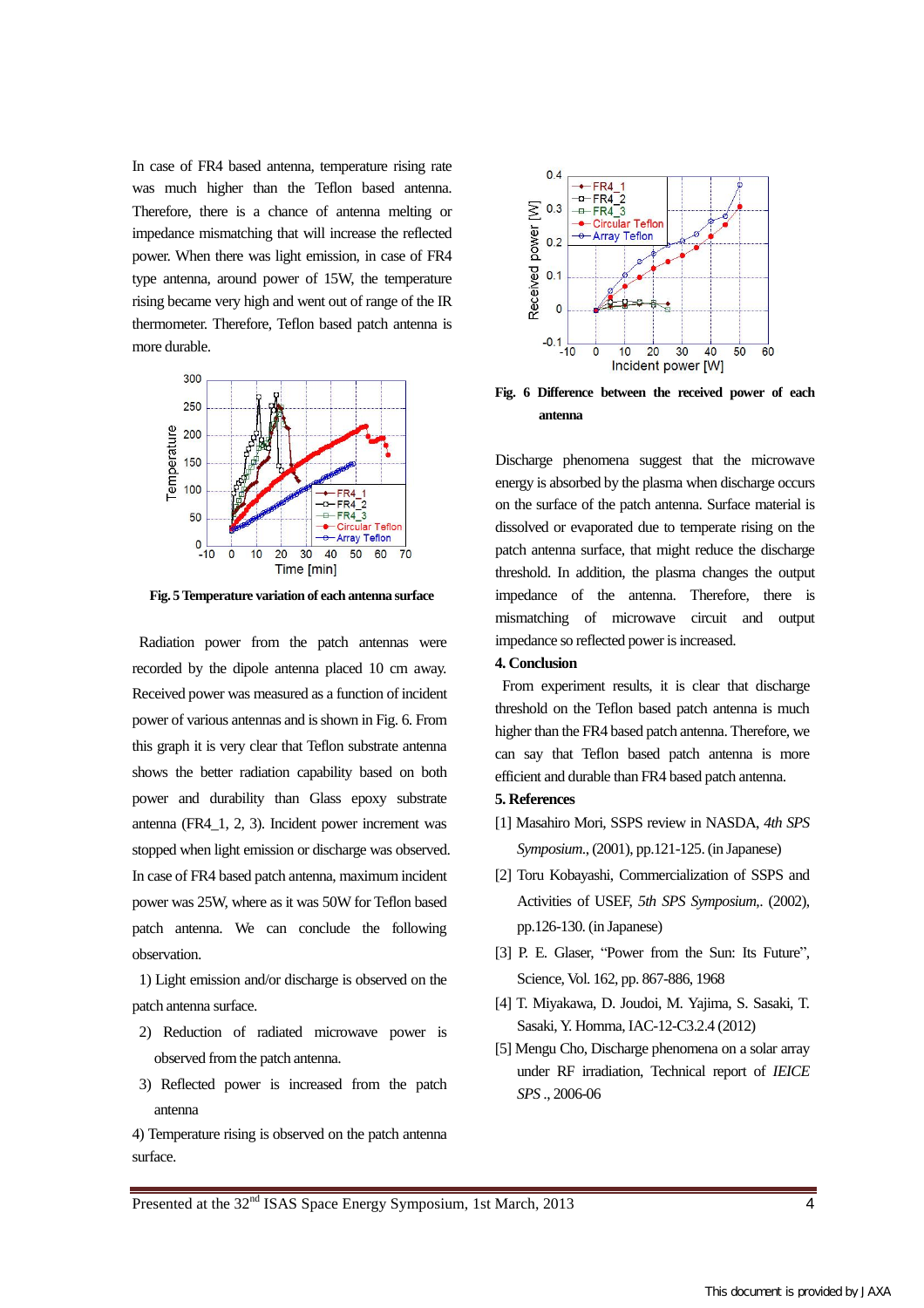In case of FR4 based antenna, temperature rising rate was much higher than the Teflon based antenna. Therefore, there is a chance of antenna melting or impedance mismatching that will increase the reflected power. When there was light emission, in case of FR4 type antenna, around power of 15W, the temperature rising became very high and went out of range of the IR thermometer. Therefore, Teflon based patch antenna is more durable.

Temperature
300
250
200
150
100
50
0
-10 0 10 20 30 40 50 60 70
Time [min]
FR4_1
FR4_2
FR4_3
Circular Teflon
Array Teflon

**Fig. 5 Temperature variation of each antenna surface**

Radiation power from the patch antennas were recorded by the dipole antenna placed 10 cm away. Received power was measured as a function of incident power of various antennas and is shown in Fig. 6. From this graph it is very clear that Teflon substrate antenna shows the better radiation capability based on both power and durability than Glass epoxy substrate antenna (FR4_1, 2, 3). Incident power increment was stopped when light emission or discharge was observed. In case of FR4 based patch antenna, maximum incident power was 25W, where as it was 50W for Teflon based patch antenna. We can conclude the following observation.

1) Light emission and/or discharge is observed on the patch antenna surface.

2) Reduction of radiated microwave power is observed from the patch antenna.

3) Reflected power is increased from the patch antenna

4) Temperature rising is observed on the patch antenna surface.

Received power [W]
0.4
0.3
0.2
0.1
0
-0.1
-10 0 10 20 30 40 50 60
Incident power [W]
FR4_1
FR4_2
FR4_3
Circular Teflon
Array Teflon

**Fig. 6 Difference between the received power of each antenna**

Discharge phenomena suggest that the microwave energy is absorbed by the plasma when discharge occurs on the surface of the patch antenna. Surface material is dissolved or evaporated due to temperate rising on the patch antenna surface, that might reduce the discharge threshold. In addition, the plasma changes the output impedance of the antenna. Therefore, there is mismatching of microwave circuit and output impedance so reflected power is increased.

## 4. Conclusion

From experiment results, it is clear that discharge threshold on the Teflon based patch antenna is much higher than the FR4 based patch antenna. Therefore, we can say that Teflon based patch antenna is more efficient and durable than FR4 based patch antenna.

## 5. References

[1] Masahiro Mori, SSPS review in NASDA, *4th SPS Symposium.*, (2001), pp.121-125. (in Japanese)

[2] Toru Kobayashi, Commercialization of SSPS and Activities of USEF, *5th SPS Symposium,*. (2002), pp.126-130. (in Japanese)

[3] P. E. Glaser, "Power from the Sun: Its Future", Science, Vol. 162, pp. 867-886, 1968

[4] T. Miyakawa, D. Joudoi, M. Yajima, S. Sasaki, T. Sasaki, Y. Homma, IAC-12-C3.2.4 (2012)

[5] Mengu Cho, Discharge phenomena on a solar array under RF irradiation, Technical report of *IEICE SPS* ., 2006-06